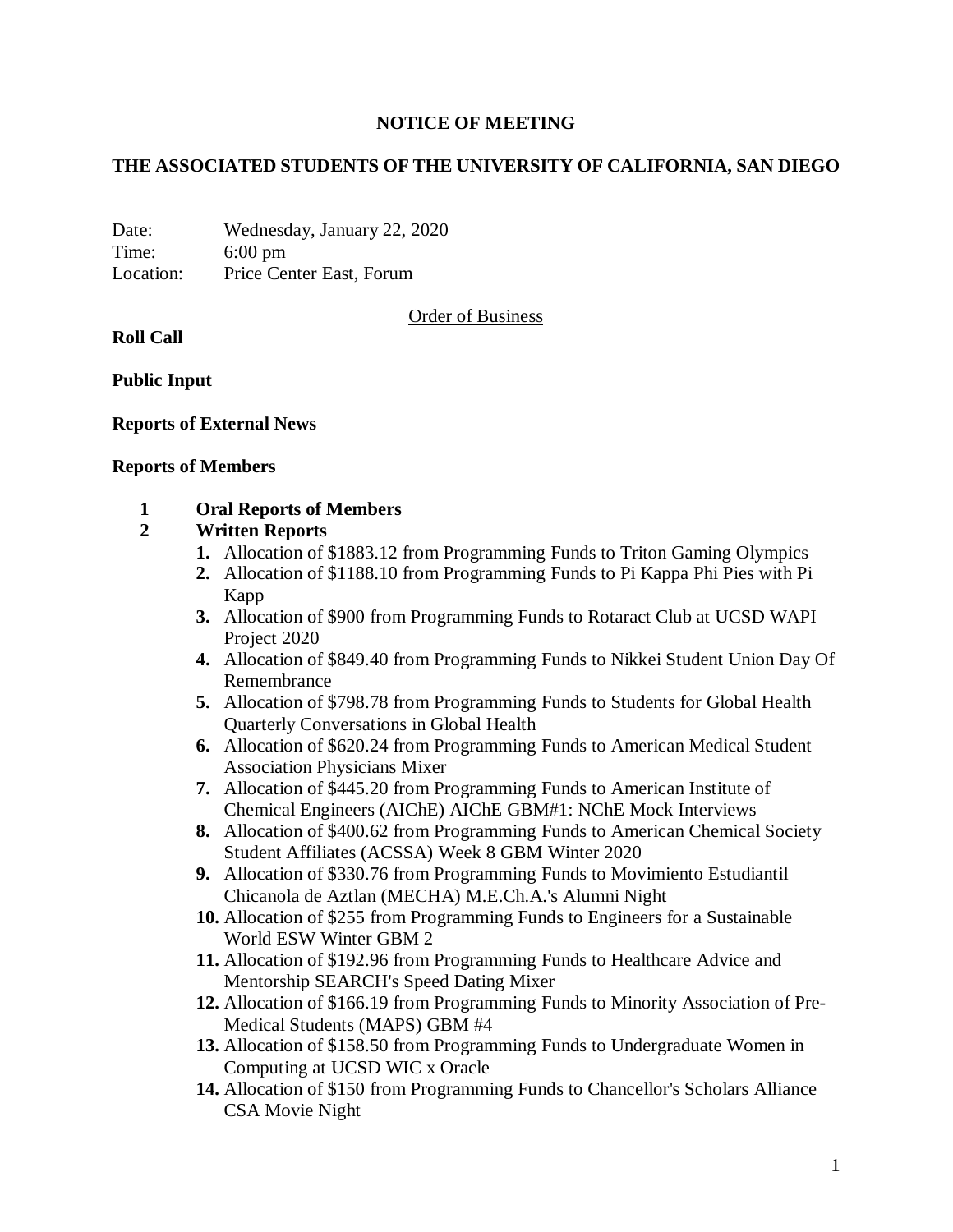# NOTICE OF MEETING

## THE ASSOCIATED STUDENTS OF THE UNIVERSITY OF CALIFORNIA, SAN DIEGO

Date: Wednesday, January 22, 2020
Time: 6:00 pm
Location: Price Center East, Forum

Order of Business

**Roll Call**

**Public Input**

**Reports of External News**

**Reports of Members**

**1 Oral Reports of Members**

**2 Written Reports**

1. Allocation of $1883.12 from Programming Funds to Triton Gaming Olympics
2. Allocation of $1188.10 from Programming Funds to Pi Kappa Phi Pies with Pi Kapp
3. Allocation of $900 from Programming Funds to Rotaract Club at UCSD WAPI Project 2020
4. Allocation of $849.40 from Programming Funds to Nikkei Student Union Day Of Remembrance
5. Allocation of $798.78 from Programming Funds to Students for Global Health Quarterly Conversations in Global Health
6. Allocation of $620.24 from Programming Funds to American Medical Student Association Physicians Mixer
7. Allocation of $445.20 from Programming Funds to American Institute of Chemical Engineers (AIChE) AIChE GBM#1: NChE Mock Interviews
8. Allocation of $400.62 from Programming Funds to American Chemical Society Student Affiliates (ACSSA) Week 8 GBM Winter 2020
9. Allocation of $330.76 from Programming Funds to Movimiento Estudiantil Chicanola de Aztlan (MECHA) M.E.Ch.A.'s Alumni Night
10. Allocation of $255 from Programming Funds to Engineers for a Sustainable World ESW Winter GBM 2
11. Allocation of $192.96 from Programming Funds to Healthcare Advice and Mentorship SEARCH's Speed Dating Mixer
12. Allocation of $166.19 from Programming Funds to Minority Association of Pre-Medical Students (MAPS) GBM #4
13. Allocation of $158.50 from Programming Funds to Undergraduate Women in Computing at UCSD WIC x Oracle
14. Allocation of $150 from Programming Funds to Chancellor's Scholars Alliance CSA Movie Night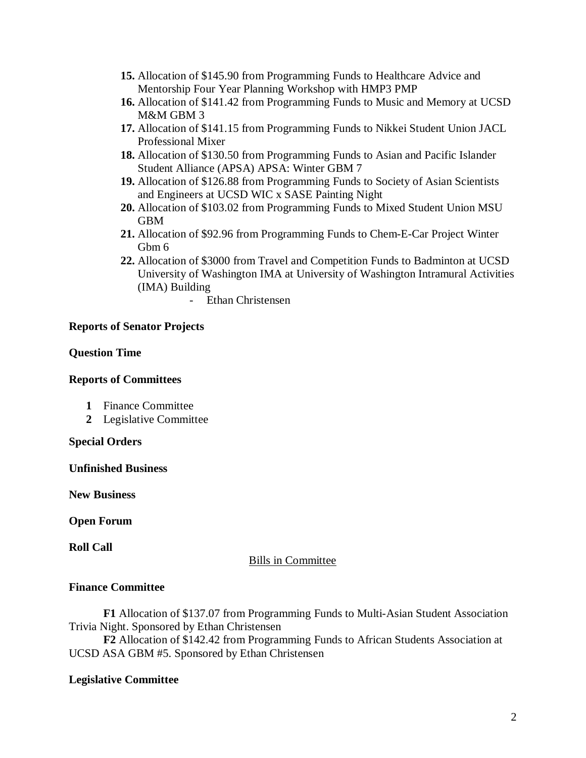15. Allocation of $145.90 from Programming Funds to Healthcare Advice and Mentorship Four Year Planning Workshop with HMP3 PMP
16. Allocation of $141.42 from Programming Funds to Music and Memory at UCSD M&M GBM 3
17. Allocation of $141.15 from Programming Funds to Nikkei Student Union JACL Professional Mixer
18. Allocation of $130.50 from Programming Funds to Asian and Pacific Islander Student Alliance (APSA) APSA: Winter GBM 7
19. Allocation of $126.88 from Programming Funds to Society of Asian Scientists and Engineers at UCSD WIC x SASE Painting Night
20. Allocation of $103.02 from Programming Funds to Mixed Student Union MSU GBM
21. Allocation of $92.96 from Programming Funds to Chem-E-Car Project Winter Gbm 6
22. Allocation of $3000 from Travel and Competition Funds to Badminton at UCSD University of Washington IMA at University of Washington Intramural Activities (IMA) Building
    - Ethan Christensen

**Reports of Senator Projects**

**Question Time**

**Reports of Committees**

1. Finance Committee
2. Legislative Committee

**Special Orders**

**Unfinished Business**

**New Business**

**Open Forum**

**Roll Call**

Bills in Committee

**Finance Committee**

**F1** Allocation of $137.07 from Programming Funds to Multi-Asian Student Association Trivia Night. Sponsored by Ethan Christensen

**F2** Allocation of $142.42 from Programming Funds to African Students Association at UCSD ASA GBM #5. Sponsored by Ethan Christensen

**Legislative Committee**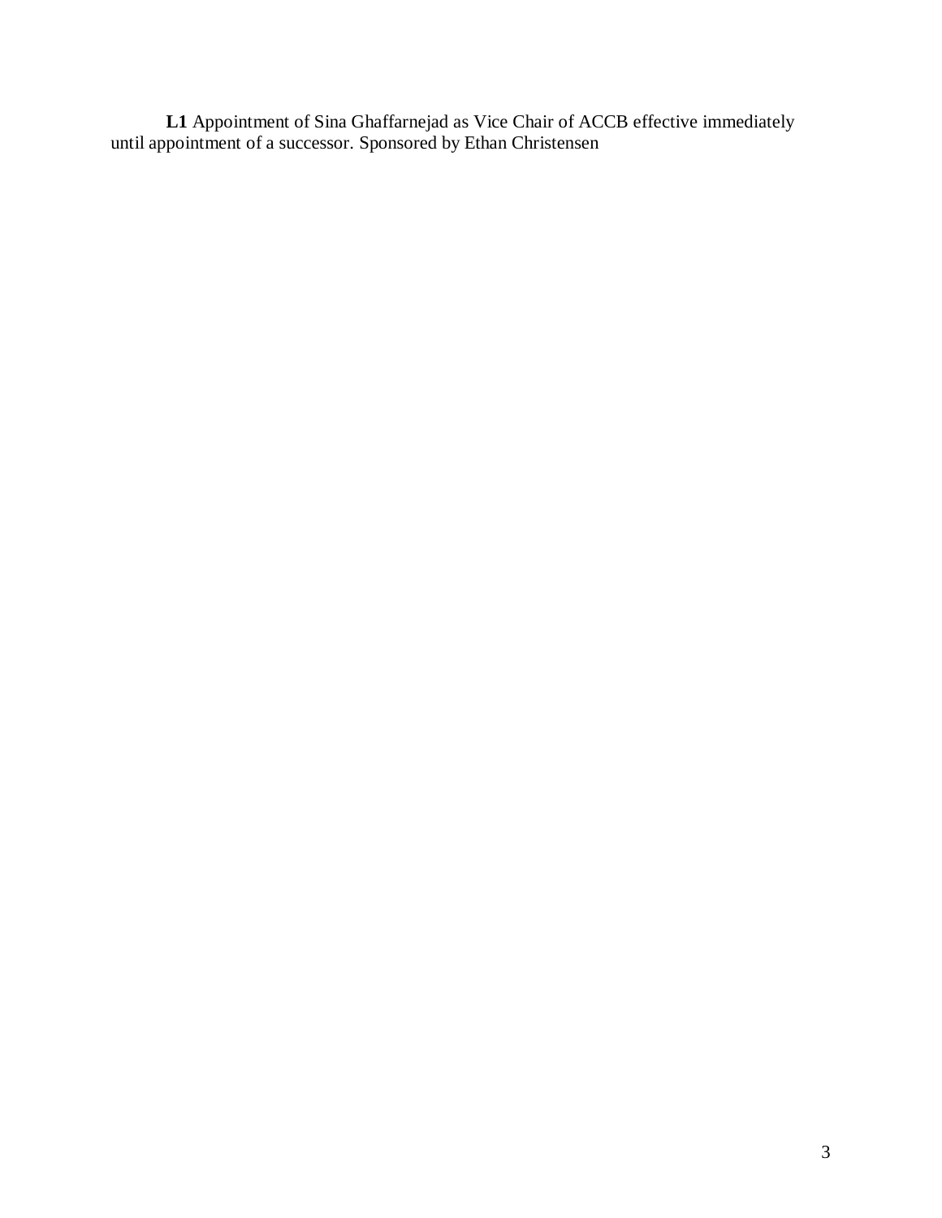**L1** Appointment of Sina Ghaffarnejad as Vice Chair of ACCB effective immediately until appointment of a successor. Sponsored by Ethan Christensen